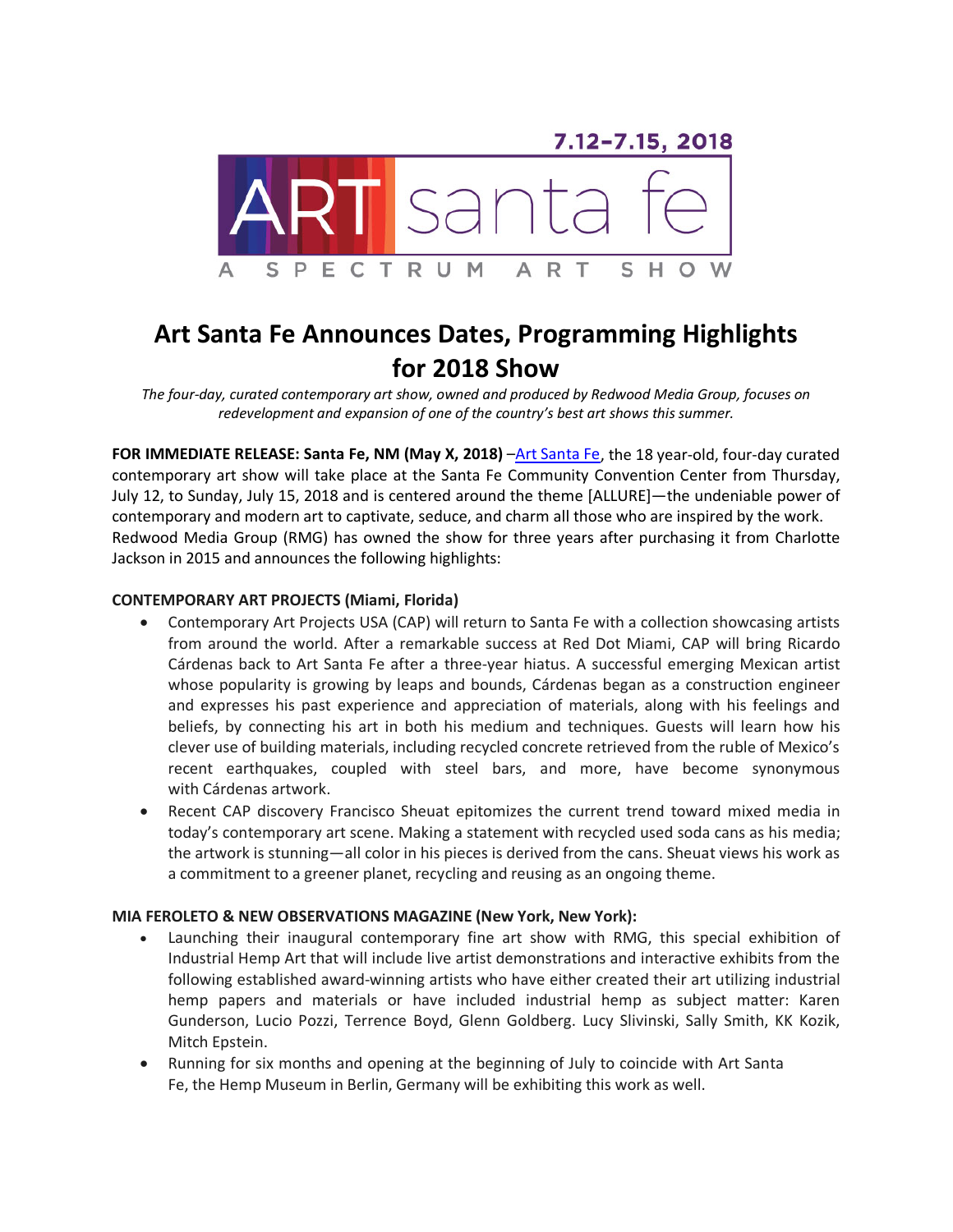7.12–7.15, 2018

ART santa fe

A SPECTRUM ART SHOW

# Art Santa Fe Announces Dates, Programming Highlights for 2018 Show

*The four-day, curated contemporary art show, owned and produced by Redwood Media Group, focuses on redevelopment and expansion of one of the country's best art shows this summer.*

**FOR IMMEDIATE RELEASE: Santa Fe, NM (May X, 2018)** –Art Santa Fe, the 18 year-old, four-day curated contemporary art show will take place at the Santa Fe Community Convention Center from Thursday, July 12, to Sunday, July 15, 2018 and is centered around the theme [ALLURE]—the undeniable power of contemporary and modern art to captivate, seduce, and charm all those who are inspired by the work. Redwood Media Group (RMG) has owned the show for three years after purchasing it from Charlotte Jackson in 2015 and announces the following highlights:

**CONTEMPORARY ART PROJECTS (Miami, Florida)**

- Contemporary Art Projects USA (CAP) will return to Santa Fe with a collection showcasing artists from around the world. After a remarkable success at Red Dot Miami, CAP will bring Ricardo Cárdenas back to Art Santa Fe after a three-year hiatus. A successful emerging Mexican artist whose popularity is growing by leaps and bounds, Cárdenas began as a construction engineer and expresses his past experience and appreciation of materials, along with his feelings and beliefs, by connecting his art in both his medium and techniques. Guests will learn how his clever use of building materials, including recycled concrete retrieved from the ruble of Mexico's recent earthquakes, coupled with steel bars, and more, have become synonymous with Cárdenas artwork.
- Recent CAP discovery Francisco Sheuat epitomizes the current trend toward mixed media in today's contemporary art scene. Making a statement with recycled used soda cans as his media; the artwork is stunning—all color in his pieces is derived from the cans. Sheuat views his work as a commitment to a greener planet, recycling and reusing as an ongoing theme.

**MIA FEROLETO & NEW OBSERVATIONS MAGAZINE (New York, New York):**

- Launching their inaugural contemporary fine art show with RMG, this special exhibition of Industrial Hemp Art that will include live artist demonstrations and interactive exhibits from the following established award-winning artists who have either created their art utilizing industrial hemp papers and materials or have included industrial hemp as subject matter: Karen Gunderson, Lucio Pozzi, Terrence Boyd, Glenn Goldberg. Lucy Slivinski, Sally Smith, KK Kozik, Mitch Epstein.
- Running for six months and opening at the beginning of July to coincide with Art Santa Fe, the Hemp Museum in Berlin, Germany will be exhibiting this work as well.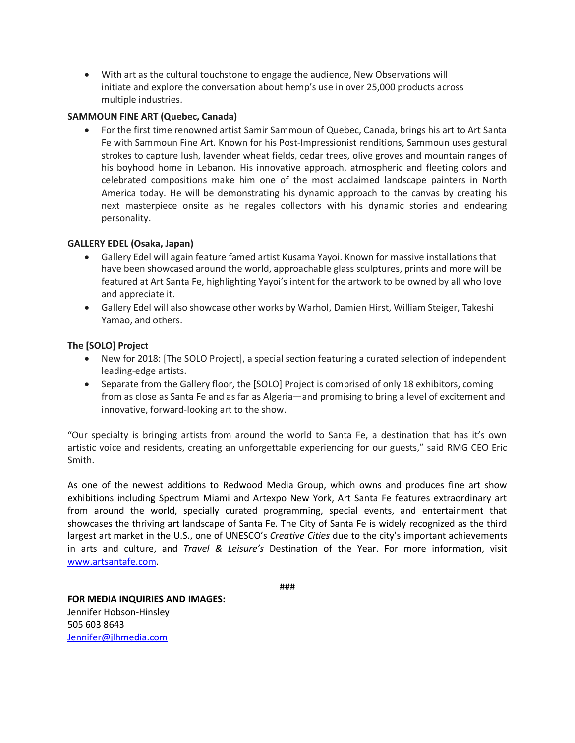- With art as the cultural touchstone to engage the audience, New Observations will initiate and explore the conversation about hemp's use in over 25,000 products across multiple industries.

**SAMMOUN FINE ART (Quebec, Canada)**

- For the first time renowned artist Samir Sammoun of Quebec, Canada, brings his art to Art Santa Fe with Sammoun Fine Art. Known for his Post-Impressionist renditions, Sammoun uses gestural strokes to capture lush, lavender wheat fields, cedar trees, olive groves and mountain ranges of his boyhood home in Lebanon. His innovative approach, atmospheric and fleeting colors and celebrated compositions make him one of the most acclaimed landscape painters in North America today. He will be demonstrating his dynamic approach to the canvas by creating his next masterpiece onsite as he regales collectors with his dynamic stories and endearing personality.

**GALLERY EDEL (Osaka, Japan)**

- Gallery Edel will again feature famed artist Kusama Yayoi. Known for massive installations that have been showcased around the world, approachable glass sculptures, prints and more will be featured at Art Santa Fe, highlighting Yayoi's intent for the artwork to be owned by all who love and appreciate it.
- Gallery Edel will also showcase other works by Warhol, Damien Hirst, William Steiger, Takeshi Yamao, and others.

**The [SOLO] Project**

- New for 2018: [The SOLO Project], a special section featuring a curated selection of independent leading-edge artists.
- Separate from the Gallery floor, the [SOLO] Project is comprised of only 18 exhibitors, coming from as close as Santa Fe and as far as Algeria—and promising to bring a level of excitement and innovative, forward-looking art to the show.

"Our specialty is bringing artists from around the world to Santa Fe, a destination that has it's own artistic voice and residents, creating an unforgettable experiencing for our guests," said RMG CEO Eric Smith.

As one of the newest additions to Redwood Media Group, which owns and produces fine art show exhibitions including Spectrum Miami and Artexpo New York, Art Santa Fe features extraordinary art from around the world, specially curated programming, special events, and entertainment that showcases the thriving art landscape of Santa Fe. The City of Santa Fe is widely recognized as the third largest art market in the U.S., one of UNESCO's *Creative Cities* due to the city's important achievements in arts and culture, and *Travel & Leisure's* Destination of the Year. For more information, visit [www.artsantafe.com](http://www.artsantafe.com).

###

**FOR MEDIA INQUIRIES AND IMAGES:**
Jennifer Hobson-Hinsley
505 603 8643
[Jennifer@jlhmedia.com](mailto:Jennifer@jlhmedia.com)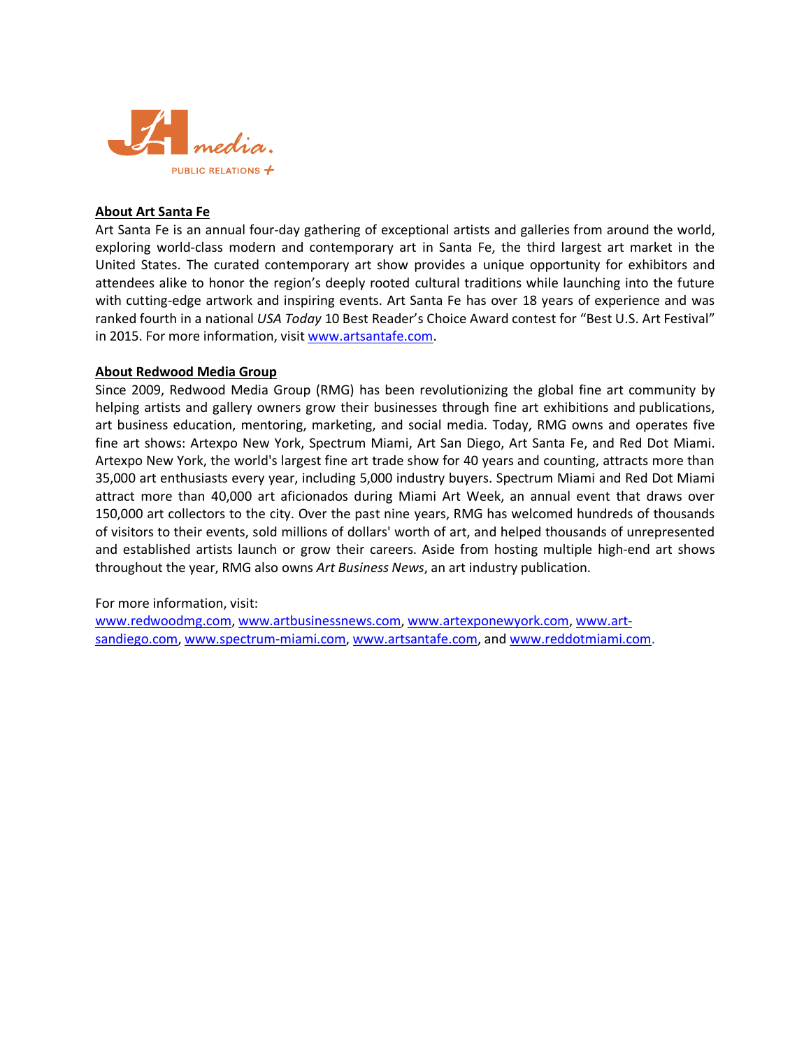JH media. PUBLIC RELATIONS +

**About Art Santa Fe**

Art Santa Fe is an annual four-day gathering of exceptional artists and galleries from around the world, exploring world-class modern and contemporary art in Santa Fe, the third largest art market in the United States. The curated contemporary art show provides a unique opportunity for exhibitors and attendees alike to honor the region's deeply rooted cultural traditions while launching into the future with cutting-edge artwork and inspiring events. Art Santa Fe has over 18 years of experience and was ranked fourth in a national *USA Today* 10 Best Reader's Choice Award contest for "Best U.S. Art Festival" in 2015. For more information, visit www.artsantafe.com.

**About Redwood Media Group**

Since 2009, Redwood Media Group (RMG) has been revolutionizing the global fine art community by helping artists and gallery owners grow their businesses through fine art exhibitions and publications, art business education, mentoring, marketing, and social media. Today, RMG owns and operates five fine art shows: Artexpo New York, Spectrum Miami, Art San Diego, Art Santa Fe, and Red Dot Miami. Artexpo New York, the world's largest fine art trade show for 40 years and counting, attracts more than 35,000 art enthusiasts every year, including 5,000 industry buyers. Spectrum Miami and Red Dot Miami attract more than 40,000 art aficionados during Miami Art Week, an annual event that draws over 150,000 art collectors to the city. Over the past nine years, RMG has welcomed hundreds of thousands of visitors to their events, sold millions of dollars' worth of art, and helped thousands of unrepresented and established artists launch or grow their careers. Aside from hosting multiple high-end art shows throughout the year, RMG also owns *Art Business News*, an art industry publication.

For more information, visit:
www.redwoodmg.com, www.artbusinessnews.com, www.artexponewyork.com, www.art-sandiego.com, www.spectrum-miami.com, www.artsantafe.com, and www.reddotmiami.com.